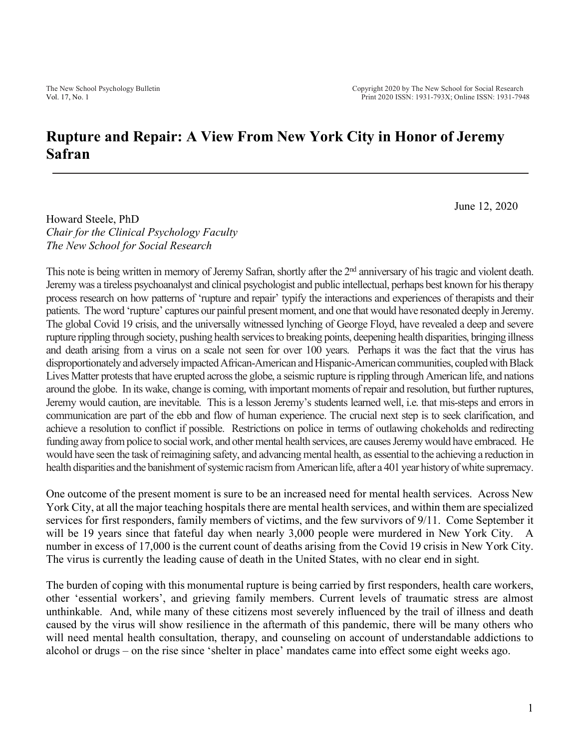# Rupture and Repair: A View From New York City in Honor of Jeremy Safran

June 12, 2020

Howard Steele, PhD
*Chair for the Clinical Psychology Faculty*
*The New School for Social Research*

This note is being written in memory of Jeremy Safran, shortly after the 2nd anniversary of his tragic and violent death. Jeremy was a tireless psychoanalyst and clinical psychologist and public intellectual, perhaps best known for his therapy process research on how patterns of 'rupture and repair' typify the interactions and experiences of therapists and their patients. The word 'rupture' captures our painful present moment, and one that would have resonated deeply in Jeremy. The global Covid 19 crisis, and the universally witnessed lynching of George Floyd, have revealed a deep and severe rupture rippling through society, pushing health services to breaking points, deepening health disparities, bringing illness and death arising from a virus on a scale not seen for over 100 years. Perhaps it was the fact that the virus has disproportionately and adversely impacted African-American and Hispanic-American communities, coupled with Black Lives Matter protests that have erupted across the globe, a seismic rupture is rippling through American life, and nations around the globe. In its wake, change is coming, with important moments of repair and resolution, but further ruptures, Jeremy would caution, are inevitable. This is a lesson Jeremy's students learned well, i.e. that mis-steps and errors in communication are part of the ebb and flow of human experience. The crucial next step is to seek clarification, and achieve a resolution to conflict if possible. Restrictions on police in terms of outlawing chokeholds and redirecting funding away from police to social work, and other mental health services, are causes Jeremy would have embraced. He would have seen the task of reimagining safety, and advancing mental health, as essential to the achieving a reduction in health disparities and the banishment of systemic racism from American life, after a 401 year history of white supremacy.

One outcome of the present moment is sure to be an increased need for mental health services. Across New York City, at all the major teaching hospitals there are mental health services, and within them are specialized services for first responders, family members of victims, and the few survivors of 9/11. Come September it will be 19 years since that fateful day when nearly 3,000 people were murdered in New York City. A number in excess of 17,000 is the current count of deaths arising from the Covid 19 crisis in New York City. The virus is currently the leading cause of death in the United States, with no clear end in sight.

The burden of coping with this monumental rupture is being carried by first responders, health care workers, other 'essential workers', and grieving family members. Current levels of traumatic stress are almost unthinkable. And, while many of these citizens most severely influenced by the trail of illness and death caused by the virus will show resilience in the aftermath of this pandemic, there will be many others who will need mental health consultation, therapy, and counseling on account of understandable addictions to alcohol or drugs – on the rise since 'shelter in place' mandates came into effect some eight weeks ago.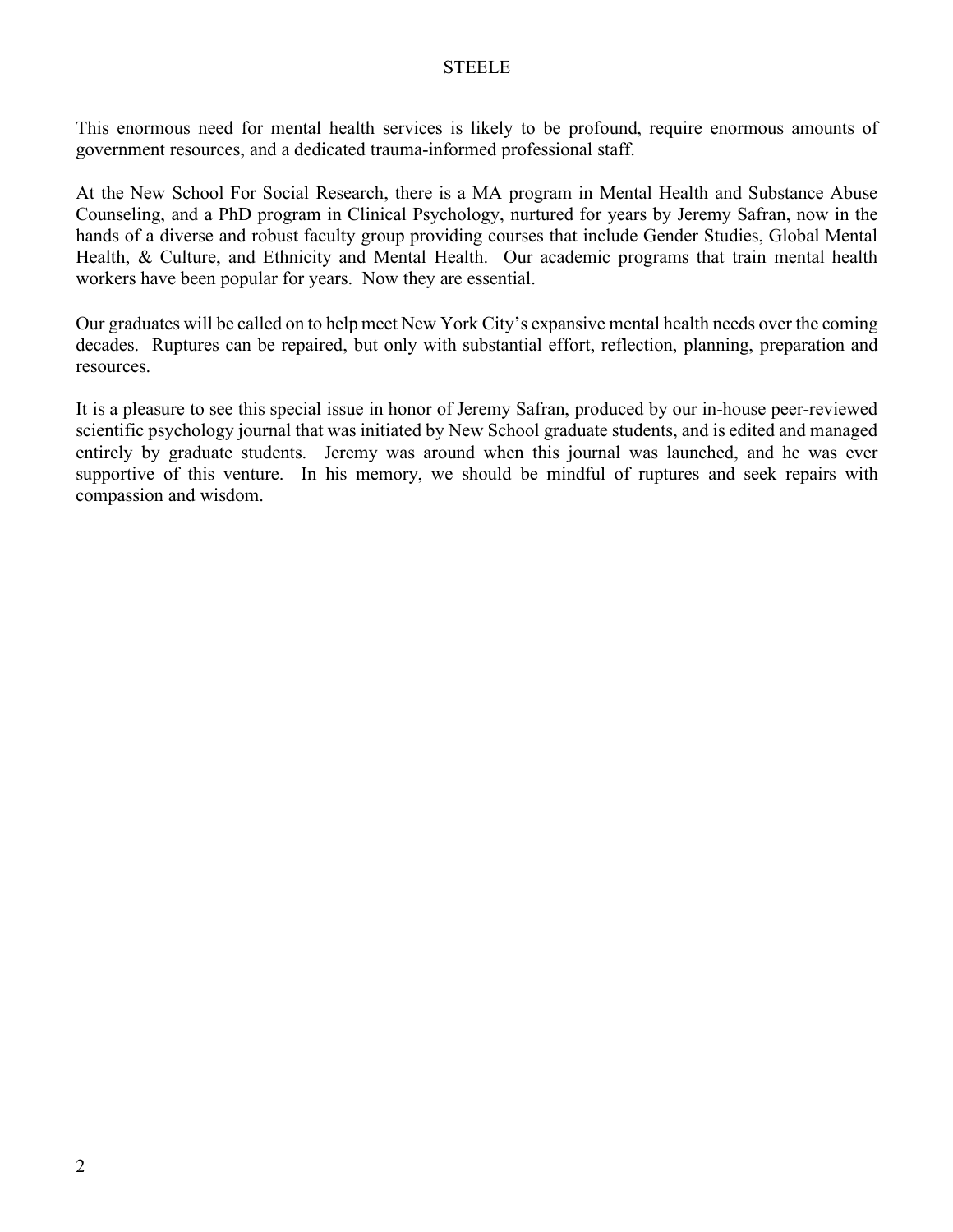This enormous need for mental health services is likely to be profound, require enormous amounts of government resources, and a dedicated trauma-informed professional staff.

At the New School For Social Research, there is a MA program in Mental Health and Substance Abuse Counseling, and a PhD program in Clinical Psychology, nurtured for years by Jeremy Safran, now in the hands of a diverse and robust faculty group providing courses that include Gender Studies, Global Mental Health, & Culture, and Ethnicity and Mental Health. Our academic programs that train mental health workers have been popular for years. Now they are essential.

Our graduates will be called on to help meet New York City's expansive mental health needs over the coming decades. Ruptures can be repaired, but only with substantial effort, reflection, planning, preparation and resources.

It is a pleasure to see this special issue in honor of Jeremy Safran, produced by our in-house peer-reviewed scientific psychology journal that was initiated by New School graduate students, and is edited and managed entirely by graduate students. Jeremy was around when this journal was launched, and he was ever supportive of this venture. In his memory, we should be mindful of ruptures and seek repairs with compassion and wisdom.